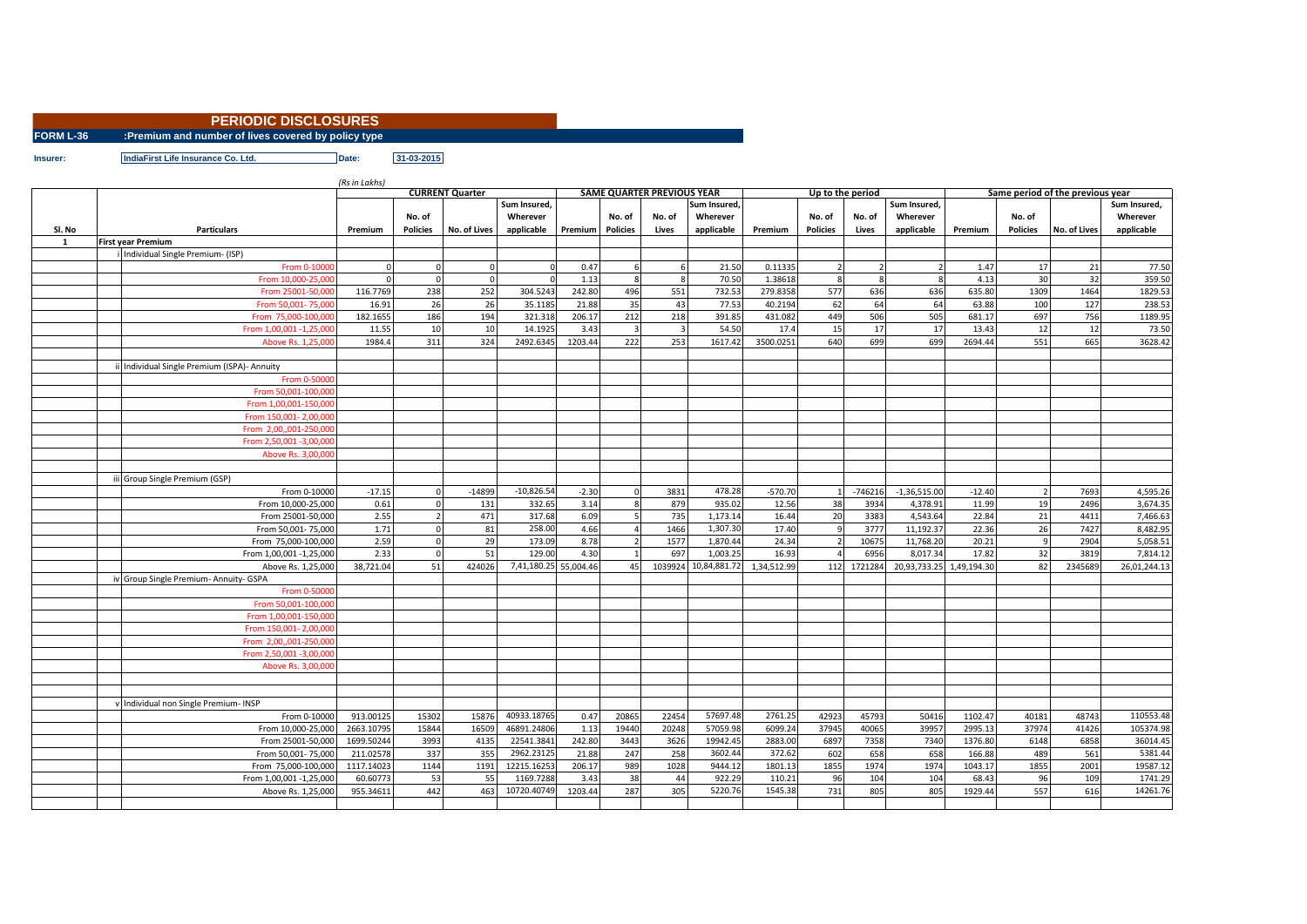# PERIODIC DISCLOSURES

**FORM L-36** :Premium and number of lives covered by policy type

**Insurer:** IndiaFirst Life Insurance Co. Ltd. **Date:** 31-03-2015

*(Rs in Lakhs)*

| Sl. No | Particulars | CURRENT Quarter | | | | SAME QUARTER PREVIOUS YEAR | | | | Up to the period | | | | Same period of the previous year | | | |
|---|---|---|---|---|---|---|---|---|---|---|---|---|---|---|---|---|---|
| | | Premium | No. of Policies | No. of Lives | Sum Insured, Wherever applicable | Premium | No. of Policies | No. of Lives | Sum Insured, Wherever applicable | Premium | No. of Policies | No. of Lives | Sum Insured, Wherever applicable | Premium | No. of Policies | No. of Lives | Sum Insured, Wherever applicable |
| 1 | First year Premium | | | | | | | | | | | | | | | | |
| | i Individual Single Premium- (ISP) | | | | | | | | | | | | | | | | |
| | From 0-10000 | 0 | 0 | 0 | 0 | 0.47 | 6 | 6 | 21.50 | 0.11335 | 2 | 2 | 2 | 1.47 | 17 | 21 | 77.50 |
| | From 10,000-25,000 | 0 | 0 | 0 | 0 | 1.13 | 8 | 8 | 70.50 | 1.38618 | 8 | 8 | 8 | 4.13 | 30 | 32 | 359.50 |
| | From 25001-50,000 | 116.7769 | 238 | 252 | 304.5243 | 242.80 | 496 | 551 | 732.53 | 279.8358 | 577 | 636 | 636 | 635.80 | 1309 | 1464 | 1829.53 |
| | From 50,001- 75,000 | 16.91 | 26 | 26 | 35.1185 | 21.88 | 35 | 43 | 77.53 | 40.2194 | 62 | 64 | 64 | 63.88 | 100 | 127 | 238.53 |
| | From 75,000-100,000 | 182.1655 | 186 | 194 | 321.318 | 206.17 | 212 | 218 | 391.85 | 431.082 | 449 | 506 | 505 | 681.17 | 697 | 756 | 1189.95 |
| | From 1,00,001 -1,25,000 | 11.55 | 10 | 10 | 14.1925 | 3.43 | 3 | 3 | 54.50 | 17.4 | 15 | 17 | 17 | 13.43 | 12 | 12 | 73.50 |
| | Above Rs. 1,25,000 | 1984.4 | 311 | 324 | 2492.6345 | 1203.44 | 222 | 253 | 1617.42 | 3500.0251 | 640 | 699 | 699 | 2694.44 | 551 | 665 | 3628.42 |
| | | | | | | | | | | | | | | | | | |
| | ii Individual Single Premium (ISPA)- Annuity | | | | | | | | | | | | | | | | |
| | From 0-50000 | | | | | | | | | | | | | | | | |
| | From 50,001-100,000 | | | | | | | | | | | | | | | | |
| | From 1,00,001-150,000 | | | | | | | | | | | | | | | | |
| | From 150,001- 2,00,000 | | | | | | | | | | | | | | | | |
| | From 2,00,,001-250,000 | | | | | | | | | | | | | | | | |
| | From 2,50,001 -3,00,000 | | | | | | | | | | | | | | | | |
| | Above Rs. 3,00,000 | | | | | | | | | | | | | | | | |
| | | | | | | | | | | | | | | | | | |
| | iii Group Single Premium (GSP) | | | | | | | | | | | | | | | | |
| | From 0-10000 | -17.15 | 0 | -14899 | -10,826.54 | -2.30 | 0 | 3831 | 478.28 | -570.70 | 1 | -746216 | -1,36,515.00 | -12.40 | 2 | 7693 | 4,595.26 |
| | From 10,000-25,000 | 0.61 | 0 | 131 | 332.65 | 3.14 | 8 | 879 | 935.02 | 12.56 | 38 | 3934 | 4,378.91 | 11.99 | 19 | 2496 | 3,674.35 |
| | From 25001-50,000 | 2.55 | 2 | 471 | 317.68 | 6.09 | 5 | 735 | 1,173.14 | 16.44 | 20 | 3383 | 4,543.64 | 22.84 | 21 | 4411 | 7,466.63 |
| | From 50,001- 75,000 | 1.71 | 0 | 81 | 258.00 | 4.66 | 4 | 1466 | 1,307.30 | 17.40 | 9 | 3777 | 11,192.37 | 22.36 | 26 | 7427 | 8,482.95 |
| | From 75,000-100,000 | 2.59 | 0 | 29 | 173.09 | 8.78 | 2 | 1577 | 1,870.44 | 24.34 | 2 | 10675 | 11,768.20 | 20.21 | 9 | 2904 | 5,058.51 |
| | From 1,00,001 -1,25,000 | 2.33 | 0 | 51 | 129.00 | 4.30 | 1 | 697 | 1,003.25 | 16.93 | 4 | 6956 | 8,017.34 | 17.82 | 32 | 3819 | 7,814.12 |
| | Above Rs. 1,25,000 | 38,721.04 | 51 | 424026 | 7,41,180.25 | 55,004.46 | 45 | 1039924 | 10,84,881.72 | 1,34,512.99 | 112 | 1721284 | 20,93,733.25 | 1,49,194.30 | 82 | 2345689 | 26,01,244.13 |
| | iv Group Single Premium- Annuity- GSPA | | | | | | | | | | | | | | | | |
| | From 0-50000 | | | | | | | | | | | | | | | | |
| | From 50,001-100,000 | | | | | | | | | | | | | | | | |
| | From 1,00,001-150,000 | | | | | | | | | | | | | | | | |
| | From 150,001- 2,00,000 | | | | | | | | | | | | | | | | |
| | From 2,00,,001-250,000 | | | | | | | | | | | | | | | | |
| | From 2,50,001 -3,00,000 | | | | | | | | | | | | | | | | |
| | Above Rs. 3,00,000 | | | | | | | | | | | | | | | | |
| | | | | | | | | | | | | | | | | | |
| | | | | | | | | | | | | | | | | | |
| | v Individual non Single Premium- INSP | | | | | | | | | | | | | | | | |
| | From 0-10000 | 913.00125 | 15302 | 15876 | 40933.18765 | 0.47 | 20865 | 22454 | 57697.48 | 2761.25 | 42923 | 45793 | 50416 | 1102.47 | 40181 | 48743 | 110553.48 |
| | From 10,000-25,000 | 2663.10795 | 15844 | 16509 | 46891.24806 | 1.13 | 19440 | 20248 | 57059.98 | 6099.24 | 37945 | 40065 | 39957 | 2995.13 | 37974 | 41426 | 105374.98 |
| | From 25001-50,000 | 1699.50244 | 3993 | 4135 | 22541.3841 | 242.80 | 3443 | 3626 | 19942.45 | 2883.00 | 6897 | 7358 | 7340 | 1376.80 | 6148 | 6858 | 36014.45 |
| | From 50,001- 75,000 | 211.02578 | 337 | 355 | 2962.23125 | 21.88 | 247 | 258 | 3602.44 | 372.62 | 602 | 658 | 658 | 166.88 | 489 | 561 | 5381.44 |
| | From 75,000-100,000 | 1117.14023 | 1144 | 1191 | 12215.16253 | 206.17 | 989 | 1028 | 9444.12 | 1801.13 | 1855 | 1974 | 1974 | 1043.17 | 1855 | 2001 | 19587.12 |
| | From 1,00,001 -1,25,000 | 60.60773 | 53 | 55 | 1169.7288 | 3.43 | 38 | 44 | 922.29 | 110.21 | 96 | 104 | 104 | 68.43 | 96 | 109 | 1741.29 |
| | Above Rs. 1,25,000 | 955.34611 | 442 | 463 | 10720.40749 | 1203.44 | 287 | 305 | 5220.76 | 1545.38 | 731 | 805 | 805 | 1929.44 | 557 | 616 | 14261.76 |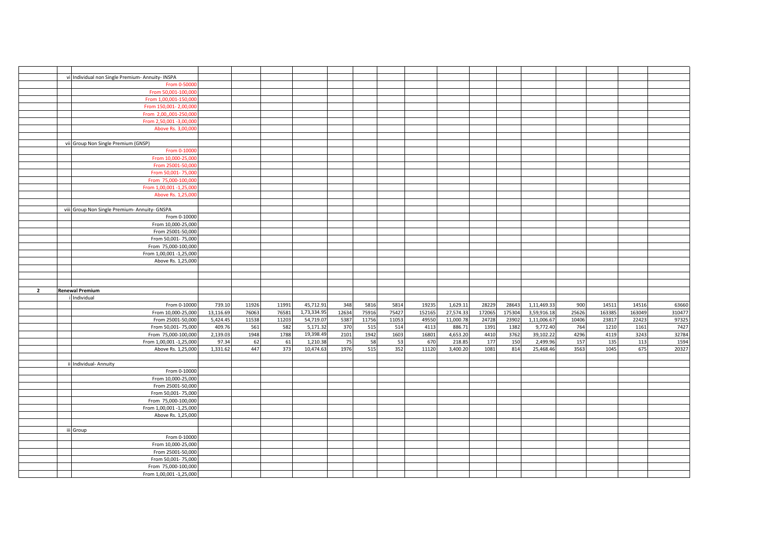| | | | | | | | | | | | | | | | | | |
|---|---|---|---|---|---|---|---|---|---|---|---|---|---|---|---|---|---|
| | vi | Individual non Single Premium- Annuity- INSPA | | | | | | | | | | | | | | | |
| | | From 0-50000 | | | | | | | | | | | | | | | |
| | | From 50,001-100,000 | | | | | | | | | | | | | | | |
| | | From 1,00,001-150,000 | | | | | | | | | | | | | | | |
| | | From 150,001- 2,00,000 | | | | | | | | | | | | | | | |
| | | From 2,00,,001-250,000 | | | | | | | | | | | | | | | |
| | | From 2,50,001 -3,00,000 | | | | | | | | | | | | | | | |
| | | Above Rs. 3,00,000 | | | | | | | | | | | | | | | |
| | | | | | | | | | | | | | | | | | |
| | vii | Group Non Single Premium (GNSP) | | | | | | | | | | | | | | | |
| | | From 0-10000 | | | | | | | | | | | | | | | |
| | | From 10,000-25,000 | | | | | | | | | | | | | | | |
| | | From 25001-50,000 | | | | | | | | | | | | | | | |
| | | From 50,001- 75,000 | | | | | | | | | | | | | | | |
| | | From 75,000-100,000 | | | | | | | | | | | | | | | |
| | | From 1,00,001 -1,25,000 | | | | | | | | | | | | | | | |
| | | Above Rs. 1,25,000 | | | | | | | | | | | | | | | |
| | | | | | | | | | | | | | | | | | |
| | viii | Group Non Single Premium- Annuity- GNSPA | | | | | | | | | | | | | | | |
| | | From 0-10000 | | | | | | | | | | | | | | | |
| | | From 10,000-25,000 | | | | | | | | | | | | | | | |
| | | From 25001-50,000 | | | | | | | | | | | | | | | |
| | | From 50,001- 75,000 | | | | | | | | | | | | | | | |
| | | From 75,000-100,000 | | | | | | | | | | | | | | | |
| | | From 1,00,001 -1,25,000 | | | | | | | | | | | | | | | |
| | | Above Rs. 1,25,000 | | | | | | | | | | | | | | | |
| | | | | | | | | | | | | | | | | | |
| | | | | | | | | | | | | | | | | | |
| | | | | | | | | | | | | | | | | | |
| **2** | **Renewal Premium** | | | | | | | | | | | | | | | | |
| | i | Individual | | | | | | | | | | | | | | | |
| | | From 0-10000 | 739.10 | 11926 | 11991 | 45,712.91 | 348 | 5816 | 5814 | 19235 | 1,629.11 | 28229 | 28643 | 1,11,469.33 | 900 | 14511 | 14516 | 63660 |
| | | From 10,000-25,000 | 13,116.69 | 76063 | 76581 | 1,73,334.95 | 12634 | 75916 | 75427 | 152165 | 27,574.33 | 172065 | 175304 | 3,59,916.18 | 25626 | 163385 | 163049 | 310477 |
| | | From 25001-50,000 | 5,424.45 | 11538 | 11203 | 54,719.07 | 5387 | 11756 | 11053 | 49550 | 11,000.78 | 24728 | 23902 | 1,11,006.67 | 10406 | 23817 | 22423 | 97325 |
| | | From 50,001- 75,000 | 409.76 | 561 | 582 | 5,171.32 | 370 | 515 | 514 | 4113 | 886.71 | 1391 | 1382 | 9,772.40 | 764 | 1210 | 1161 | 7427 |
| | | From 75,000-100,000 | 2,139.03 | 1948 | 1788 | 19,398.49 | 2101 | 1942 | 1603 | 16801 | 4,653.20 | 4410 | 3762 | 39,102.22 | 4296 | 4119 | 3243 | 32784 |
| | | From 1,00,001 -1,25,000 | 97.34 | 62 | 61 | 1,210.38 | 75 | 58 | 53 | 670 | 218.85 | 177 | 150 | 2,499.96 | 157 | 135 | 113 | 1594 |
| | | Above Rs. 1,25,000 | 1,331.62 | 447 | 373 | 10,474.63 | 1976 | 515 | 352 | 11120 | 3,400.20 | 1081 | 814 | 25,468.46 | 3563 | 1045 | 675 | 20327 |
| | | | | | | | | | | | | | | | | | |
| | ii | Individual- Annuity | | | | | | | | | | | | | | | |
| | | From 0-10000 | | | | | | | | | | | | | | | |
| | | From 10,000-25,000 | | | | | | | | | | | | | | | |
| | | From 25001-50,000 | | | | | | | | | | | | | | | |
| | | From 50,001- 75,000 | | | | | | | | | | | | | | | |
| | | From 75,000-100,000 | | | | | | | | | | | | | | | |
| | | From 1,00,001 -1,25,000 | | | | | | | | | | | | | | | |
| | | Above Rs. 1,25,000 | | | | | | | | | | | | | | | |
| | | | | | | | | | | | | | | | | | |
| | iii | Group | | | | | | | | | | | | | | | |
| | | From 0-10000 | | | | | | | | | | | | | | | |
| | | From 10,000-25,000 | | | | | | | | | | | | | | | |
| | | From 25001-50,000 | | | | | | | | | | | | | | | |
| | | From 50,001- 75,000 | | | | | | | | | | | | | | | |
| | | From 75,000-100,000 | | | | | | | | | | | | | | | |
| | | From 1,00,001 -1,25,000 | | | | | | | | | | | | | | | |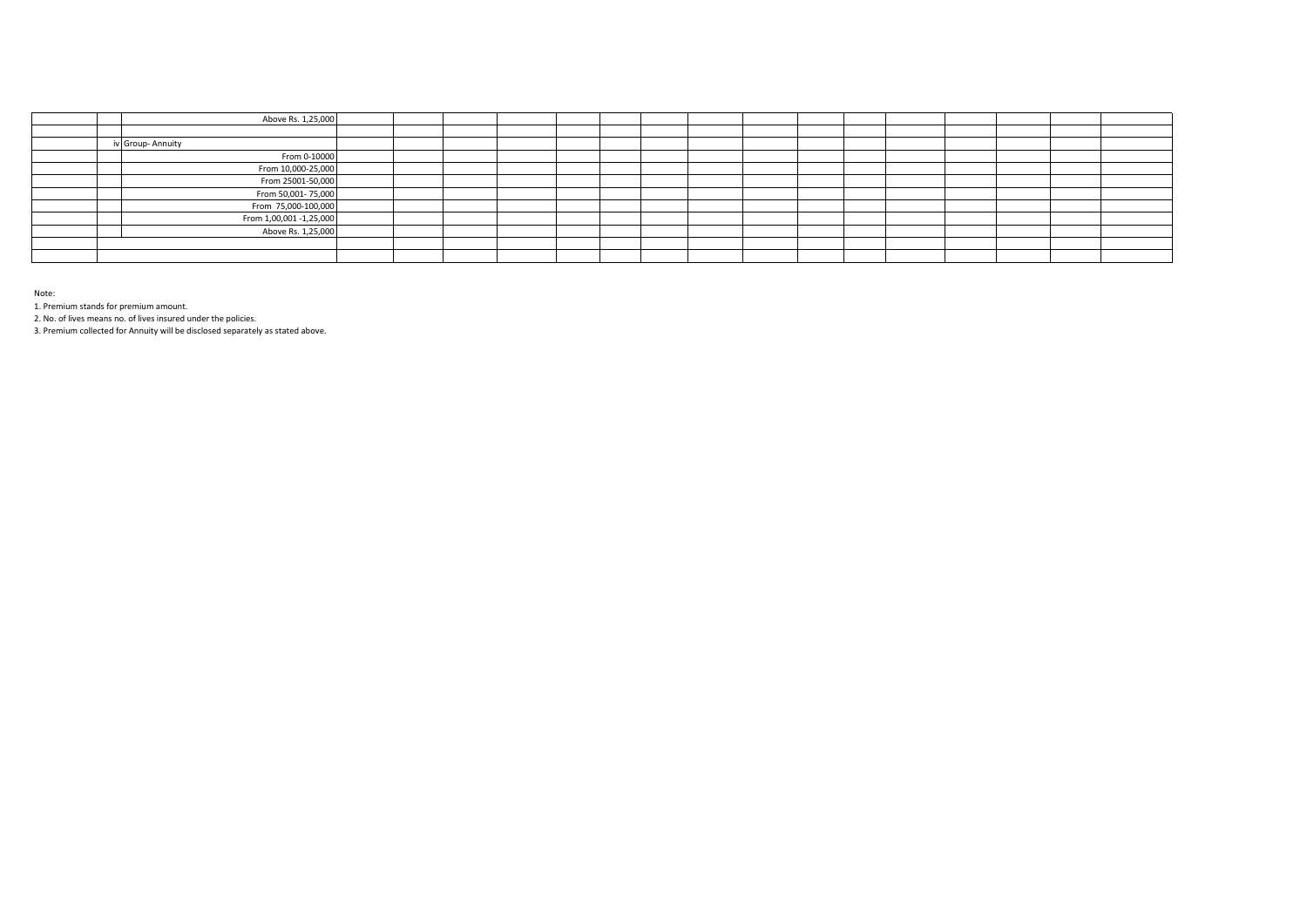| | | | | | | | | | | | | | | | | | | |
|---|---|---|---|---|---|---|---|---|---|---|---|---|---|---|---|---|---|---|
| | | Above Rs. 1,25,000 | | | | | | | | | | | | | | | | |
| | | | | | | | | | | | | | | | | | | |
| | iv | Group- Annuity | | | | | | | | | | | | | | | | |
| | | From 0-10000 | | | | | | | | | | | | | | | | |
| | | From 10,000-25,000 | | | | | | | | | | | | | | | | |
| | | From 25001-50,000 | | | | | | | | | | | | | | | | |
| | | From 50,001- 75,000 | | | | | | | | | | | | | | | | |
| | | From 75,000-100,000 | | | | | | | | | | | | | | | | |
| | | From 1,00,001 -1,25,000 | | | | | | | | | | | | | | | | |
| | | Above Rs. 1,25,000 | | | | | | | | | | | | | | | | |
| | | | | | | | | | | | | | | | | | | |
| | | | | | | | | | | | | | | | | | | |

Note:

1. Premium stands for premium amount.

2. No. of lives means no. of lives insured under the policies.

3. Premium collected for Annuity will be disclosed separately as stated above.